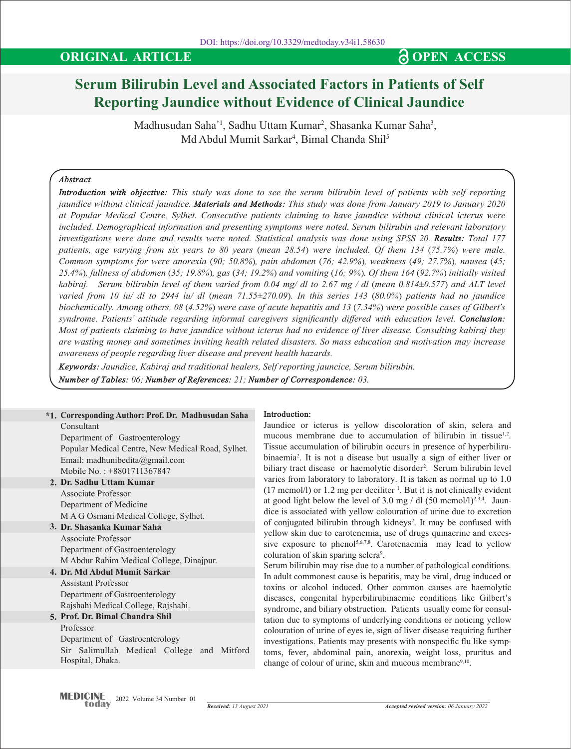DOI: https://doi.org/10.3329/medtoday.v34i1.58630

**ORIGINAL ARTICLE** **OPEN ACCESS**

# Serum Bilirubin Level and Associated Factors in Patients of Self Reporting Jaundice without Evidence of Clinical Jaundice

Madhusudan Saha*[1], Sadhu Uttam Kumar[2], Shasanka Kumar Saha[3], Md Abdul Mumit Sarkar[4], Bimal Chanda Shil[5]

### *Abstract*

***Introduction with objective:*** *This study was done to see the serum bilirubin level of patients with self reporting jaundice without clinical jaundice.* ***Materials and Methods:*** *This study was done from January 2019 to January 2020 at Popular Medical Centre, Sylhet. Consecutive patients claiming to have jaundice without clinical icterus were included. Demographical information and presenting symptoms were noted. Serum bilirubin and relevant laboratory investigations were done and results were noted. Statistical analysis was done using SPSS 20.* ***Results:*** *Total 177 patients, age varying from six years to 80 years (mean 28.54) were included. Of them 134 (75.7%) were male. Common symptoms for were anorexia (90; 50.8%), pain abdomen (76; 42.9%), weakness (49; 27.7%), nausea (45; 25.4%), fullness of abdomen (35; 19.8%), gas (34; 19.2%) and vomiting (16; 9%). Of them 164 (92.7%) initially visited kabiraj. Serum bilirubin level of them varied from 0.04 mg/ dl to 2.67 mg / dl (mean 0.814±0.577) and ALT level varied from 10 iu/ dl to 2944 iu/ dl (mean 71.55±270.09). In this series 143 (80.0%) patients had no jaundice biochemically. Among others, 08 (4.52%) were case of acute hepatitis and 13 (7.34%) were possible cases of Gilbert's syndrome. Patients' attitude regarding informal caregivers significantly differed with education level.* ***Conclusion:*** *Most of patients claiming to have jaundice without icterus had no evidence of liver disease. Consulting kabiraj they are wasting money and sometimes inviting health related disasters. So mass education and motivation may increase awareness of people regarding liver disease and prevent health hazards.*

***Keywords:*** *Jaundice, Kabiraj and traditional healers, Self reporting jauncice, Serum bilirubin.*

***Number of Tables:*** *06;* ***Number of References:*** *21;* ***Number of Correspondence:*** *03.*

**\*1. Corresponding Author: Prof. Dr. Madhusudan Saha**
Consultant
Department of Gastroenterology
Popular Medical Centre, New Medical Road, Sylhet.
Email: madhunibedita@gmail.com
Mobile No. : +8801711367847

**2. Dr. Sadhu Uttam Kumar**
Associate Professor
Department of Medicine
M A G Osmani Medical College, Sylhet.

**3. Dr. Shasanka Kumar Saha**
Associate Professor
Department of Gastroenterology
M Abdur Rahim Medical College, Dinajpur.

**4. Dr. Md Abdul Mumit Sarkar**
Assistant Professor
Department of Gastroenterology
Rajshahi Medical College, Rajshahi.

**5. Prof. Dr. Bimal Chandra Shil**
Professor
Department of Gastroenterology
Sir Salimullah Medical College and Mitford Hospital, Dhaka.

## Introduction:

Jaundice or icterus is yellow discoloration of skin, sclera and mucous membrane due to accumulation of bilirubin in tissue[1,2]. Tissue accumulation of bilirubin occurs in presence of hyperbilirubinaemia[2]. It is not a disease but usually a sign of either liver or biliary tract disease or haemolytic disorder[2]. Serum bilirubin level varies from laboratory to laboratory. It is taken as normal up to 1.0 (17 mcmol/l) or 1.2 mg per deciliter [1]. But it is not clinically evident at good light below the level of 3.0 mg / dl (50 mcmol/l)[2,3,4]. Jaundice is associated with yellow colouration of urine due to excretion of conjugated bilirubin through kidneys[2]. It may be confused with yellow skin due to carotenemia, use of drugs quinacrine and excessive exposure to phenol[5,6,7,8]. Carotenaemia may lead to yellow coluration of skin sparing sclera[9].

Serum bilirubin may rise due to a number of pathological conditions. In adult commonest cause is hepatitis, may be viral, drug induced or toxins or alcohol induced. Other common causes are haemolytic diseases, congenital hyperbilirubinaemic conditions like Gilbert's syndrome, and biliary obstruction. Patients usually come for consultation due to symptoms of underlying conditions or noticing yellow colouration of urine of eyes ie, sign of liver disease requiring further investigations. Patients may presents with nonspecific flu like symptoms, fever, abdominal pain, anorexia, weight loss, pruritus and change of colour of urine, skin and mucous membrane[9,10].

*Received: 13 August 2021* *Accepted revised version: 06 January 2022*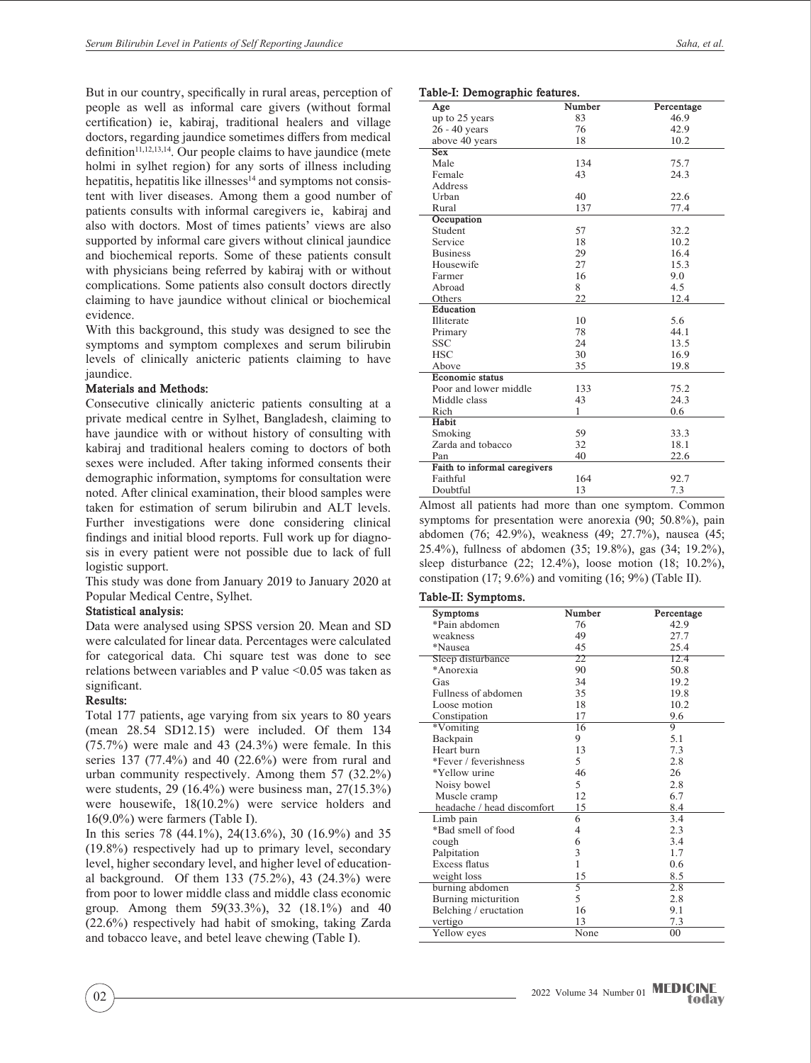But in our country, specifically in rural areas, perception of people as well as informal care givers (without formal certification) ie, kabiraj, traditional healers and village doctors, regarding jaundice sometimes differs from medical definition[11,12,13,14]. Our people claims to have jaundice (mete holmi in sylhet region) for any sorts of illness including hepatitis, hepatitis like illnesses[14] and symptoms not consistent with liver diseases. Among them a good number of patients consults with informal caregivers ie, kabiraj and also with doctors. Most of times patients' views are also supported by informal care givers without clinical jaundice and biochemical reports. Some of these patients consult with physicians being referred by kabiraj with or without complications. Some patients also consult doctors directly claiming to have jaundice without clinical or biochemical evidence.

With this background, this study was designed to see the symptoms and symptom complexes and serum bilirubin levels of clinically anicteric patients claiming to have jaundice.

### Materials and Methods:

Consecutive clinically anicteric patients consulting at a private medical centre in Sylhet, Bangladesh, claiming to have jaundice with or without history of consulting with kabiraj and traditional healers coming to doctors of both sexes were included. After taking informed consents their demographic information, symptoms for consultation were noted. After clinical examination, their blood samples were taken for estimation of serum bilirubin and ALT levels. Further investigations were done considering clinical findings and initial blood reports. Full work up for diagnosis in every patient were not possible due to lack of full logistic support.

This study was done from January 2019 to January 2020 at Popular Medical Centre, Sylhet.

### Statistical analysis:

Data were analysed using SPSS version 20. Mean and SD were calculated for linear data. Percentages were calculated for categorical data. Chi square test was done to see relations between variables and P value <0.05 was taken as significant.

### Results:

Total 177 patients, age varying from six years to 80 years (mean 28.54 SD12.15) were included. Of them 134 (75.7%) were male and 43 (24.3%) were female. In this series 137 (77.4%) and 40 (22.6%) were from rural and urban community respectively. Among them 57 (32.2%) were students, 29 (16.4%) were business man, 27(15.3%) were housewife, 18(10.2%) were service holders and 16(9.0%) were farmers (Table I).

In this series 78 (44.1%), 24(13.6%), 30 (16.9%) and 35 (19.8%) respectively had up to primary level, secondary level, higher secondary level, and higher level of educational background. Of them 133 (75.2%), 43 (24.3%) were from poor to lower middle class and middle class economic group. Among them 59(33.3%), 32 (18.1%) and 40 (22.6%) respectively had habit of smoking, taking Zarda and tobacco leave, and betel leave chewing (Table I).

**Table-I: Demographic features.**

| Age | Number | Percentage |
|---|---|---|
| up to 25 years | 83 | 46.9 |
| 26 - 40 years | 76 | 42.9 |
| above 40 years | 18 | 10.2 |
| **Sex** | | |
| Male | 134 | 75.7 |
| Female | 43 | 24.3 |
| Address | | |
| Urban | 40 | 22.6 |
| Rural | 137 | 77.4 |
| **Occupation** | | |
| Student | 57 | 32.2 |
| Service | 18 | 10.2 |
| Business | 29 | 16.4 |
| Housewife | 27 | 15.3 |
| Farmer | 16 | 9.0 |
| Abroad | 8 | 4.5 |
| Others | 22 | 12.4 |
| **Education** | | |
| Illiterate | 10 | 5.6 |
| Primary | 78 | 44.1 |
| SSC | 24 | 13.5 |
| HSC | 30 | 16.9 |
| Above | 35 | 19.8 |
| **Economic status** | | |
| Poor and lower middle | 133 | 75.2 |
| Middle class | 43 | 24.3 |
| Rich | 1 | 0.6 |
| **Habit** | | |
| Smoking | 59 | 33.3 |
| Zarda and tobacco | 32 | 18.1 |
| Pan | 40 | 22.6 |
| **Faith to informal caregivers** | | |
| Faithful | 164 | 92.7 |
| Doubtful | 13 | 7.3 |

Almost all patients had more than one symptom. Common symptoms for presentation were anorexia (90; 50.8%), pain abdomen (76; 42.9%), weakness (49; 27.7%), nausea (45; 25.4%), fullness of abdomen (35; 19.8%), gas (34; 19.2%), sleep disturbance (22; 12.4%), loose motion (18; 10.2%), constipation (17; 9.6%) and vomiting (16; 9%) (Table II).

**Table-II: Symptoms.**

| Symptoms | Number | Percentage |
|---|---|---|
| *Pain abdomen | 76 | 42.9 |
| weakness | 49 | 27.7 |
| *Nausea | 45 | 25.4 |
| Sleep disturbance | 22 | 12.4 |
| *Anorexia | 90 | 50.8 |
| Gas | 34 | 19.2 |
| Fullness of abdomen | 35 | 19.8 |
| Loose motion | 18 | 10.2 |
| Constipation | 17 | 9.6 |
| *Vomiting | 16 | 9 |
| Backpain | 9 | 5.1 |
| Heart burn | 13 | 7.3 |
| *Fever / feverishness | 5 | 2.8 |
| *Yellow urine | 46 | 26 |
| Noisy bowel | 5 | 2.8 |
| Muscle cramp | 12 | 6.7 |
| headache / head discomfort | 15 | 8.4 |
| Limb pain | 6 | 3.4 |
| *Bad smell of food | 4 | 2.3 |
| cough | 6 | 3.4 |
| Palpitation | 3 | 1.7 |
| Excess flatus | 1 | 0.6 |
| weight loss | 15 | 8.5 |
| burning abdomen | 5 | 2.8 |
| Burning micturition | 5 | 2.8 |
| Belching / eructation | 16 | 9.1 |
| vertigo | 13 | 7.3 |
| Yellow eyes | None | 00 |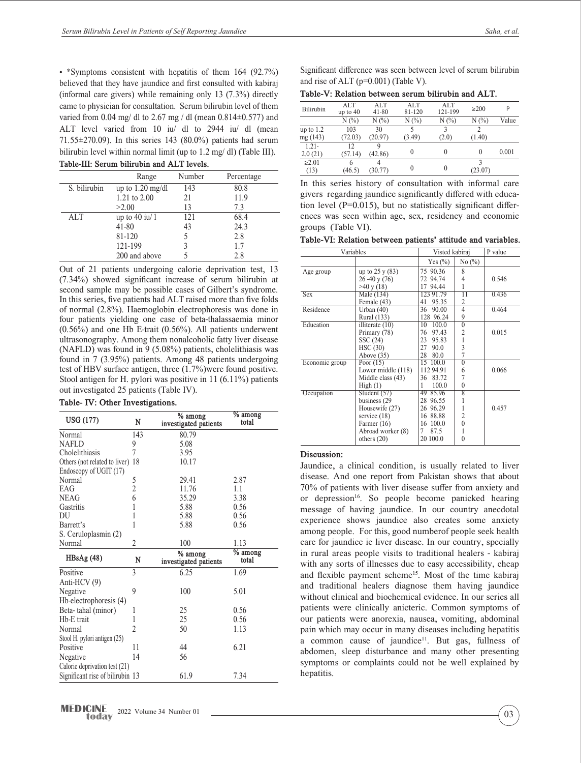• *Symptoms consistent with hepatitis of them 164 (92.7%) believed that they have jaundice and first consulted with kabiraj (informal care givers) while remaining only 13 (7.3%) directly came to physician for consultation. Serum bilirubin level of them varied from 0.04 mg/ dl to 2.67 mg / dl (mean 0.814±0.577) and ALT level varied from 10 iu/ dl to 2944 iu/ dl (mean 71.55±270.09). In this series 143 (80.0%) patients had serum bilirubin level within normal limit (up to 1.2 mg/ dl) (Table III).

**Table-III: Serum bilirubin and ALT levels.**

| | Range | Number | Percentage |
|---|---|---|---|
| S. bilirubin | up to 1.20 mg/dl | 143 | 80.8 |
| | 1.21 to 2.00 | 21 | 11.9 |
| | >2.00 | 13 | 7.3 |
| ALT | up to 40 iu/ l | 121 | 68.4 |
| | 41-80 | 43 | 24.3 |
| | 81-120 | 5 | 2.8 |
| | 121-199 | 3 | 1.7 |
| | 200 and above | 5 | 2.8 |

Out of 21 patients undergoing calorie deprivation test, 13 (7.34%) showed significant increase of serum bilirubin at second sample may be possible cases of Gilbert's syndrome. In this series, five patients had ALT raised more than five folds of normal (2.8%). Haemoglobin electrophoresis was done in four patients yielding one case of beta-thalassaemia minor (0.56%) and one Hb E-trait (0.56%). All patients underwent ultrasonography. Among them nonalcoholic fatty liver disease (NAFLD) was found in 9 (5.08%) patients, cholelithiasis was found in 7 (3.95%) patients. Among 48 patients undergoing test of HBV surface antigen, three (1.7%)were found positive. Stool antigen for H. pylori was positive in 11 (6.11%) patients out investigated 25 patients (Table IV).

**Table- IV: Other Investigations.**

| USG (177) | N | % among investigated patients | % among total |
|---|---|---|---|
| Normal | 143 | 80.79 | |
| NAFLD | 9 | 5.08 | |
| Cholelithiasis | 7 | 3.95 | |
| Others (not related to liver) | 18 | 10.17 | |
| Endoscopy of UGIT (17) | | | |
| Normal | 5 | 29.41 | 2.87 |
| EAG | 2 | 11.76 | 1.1 |
| NEAG | 6 | 35.29 | 3.38 |
| Gastritis | 1 | 5.88 | 0.56 |
| DU | 1 | 5.88 | 0.56 |
| Barrett's | 1 | 5.88 | 0.56 |
| S. Ceruloplasmin (2) | | | |
| Normal | 2 | 100 | 1.13 |
| **HBsAg (48)** | **N** | **% among investigated patients** | **% among total** |
| Positive | 3 | 6.25 | 1.69 |
| Anti-HCV (9) | | | |
| Negative | 9 | 100 | 5.01 |
| Hb-electrophoresis (4) | | | |
| Beta- tahal (minor) | 1 | 25 | 0.56 |
| Hb-E trait | 1 | 25 | 0.56 |
| Normal | 2 | 50 | 1.13 |
| Stool H. pylori antigen (25) | | | |
| Positive | 11 | 44 | 6.21 |
| Negative | 14 | 56 | |
| Calorie deprivation test (21) | | | |
| Significant rise of bilirubin | 13 | 61.9 | 7.34 |

Significant difference was seen between level of serum bilirubin and rise of ALT (p=0.001) (Table V).

**Table-V: Relation between serum bilirubin and ALT.**

| Bilirubin | ALT up to 40 | ALT 41-80 | ALT 81-120 | ALT 121-199 | ≥200 | P |
|---|---|---|---|---|---|---|
| | N (%) | N (%) | N (%) | N (%) | N (%) | Value |
| up to 1.2 mg (143) | 103 (72.03) | 30 (20.97) | 5 (3.49) | 3 (2.0) | 2 (1.40) | |
| 1.21-2.0 (21) | 12 (57.14) | 9 (42.86) | 0 | 0 | 0 | 0.001 |
| ≥2.01 (13) | 6 (46.5) | 4 (30.77) | 0 | 0 | 3 (23.07) | |

In this series history of consultation with informal care givers regarding jaundice significantly differed with education level (P=0.015), but no statistically significant differences was seen within age, sex, residency and economic groups (Table VI).

**Table-VI: Relation between patients' attitude and variables.**

| Variables | | Visted kabiraj | | P value |
|---|---|---|---|---|
| | | Yes (%) | No (%) | |
| Age group | up to 25 y (83) | 75 90.36 | 8 | |
| | 26 -40 y (76) | 72 94.74 | 4 | 0.546 |
| | >40 y (18) | 17 94.44 | 1 | |
| Sex | Male (134) | 123 91.79 | 11 | 0.436 |
| | Female (43) | 41 95.35 | 2 | |
| Residence | Urban (40) | 36 90.00 | 4 | 0.464 |
| | Rural (133) | 128 96.24 | 9 | |
| Education | illiterate (10) | 10 100.0 | 0 | |
| | Primary (78) | 76 97.43 | 2 | 0.015 |
| | SSC (24) | 23 95.83 | 1 | |
| | HSC (30) | 27 90.0 | 3 | |
| | Above (35) | 28 80.0 | 7 | |
| Economic group | Poor (15) | 15 100.0 | 0 | |
| | Lower middle (118) | 112 94.91 | 6 | 0.066 |
| | Middle class (43) | 36 83.72 | 7 | |
| | High (1) | 1 100.0 | 0 | |
| Occupation | Student (57) | 49 85.96 | 8 | |
| | business (29 | 28 96.55 | 1 | |
| | Housewife (27) | 26 96.29 | 1 | 0.457 |
| | service (18) | 16 88.88 | 2 | |
| | Farmer (16) | 16 100.0 | 0 | |
| | Abroad worker (8) | 7 87.5 | 1 | |
| | others (20) | 20 100.0 | 0 | |

## Discussion:

Jaundice, a clinical condition, is usually related to liver disease. And one report from Pakistan shows that about 70% of patients with liver disease suffer from anxiety and or depression[16]. So people become panicked hearing message of having jaundice. In our country anecdotal experience shows jaundice also creates some anxiety among people. For this, good numberof people seek health care for jaundice ie liver disease. In our country, specially in rural areas people visits to traditional healers - kabiraj with any sorts of illnesses due to easy accessibility, cheap and flexible payment scheme[15]. Most of the time kabiraj and traditional healers diagnose them having jaundice without clinical and biochemical evidence. In our series all patients were clinically anicteric. Common symptoms of our patients were anorexia, nausea, vomiting, abdominal pain which may occur in many diseases including hepatitis a common cause of jaundice[11]. But gas, fullness of abdomen, sleep disturbance and many other presenting symptoms or complaints could not be well explained by hepatitis.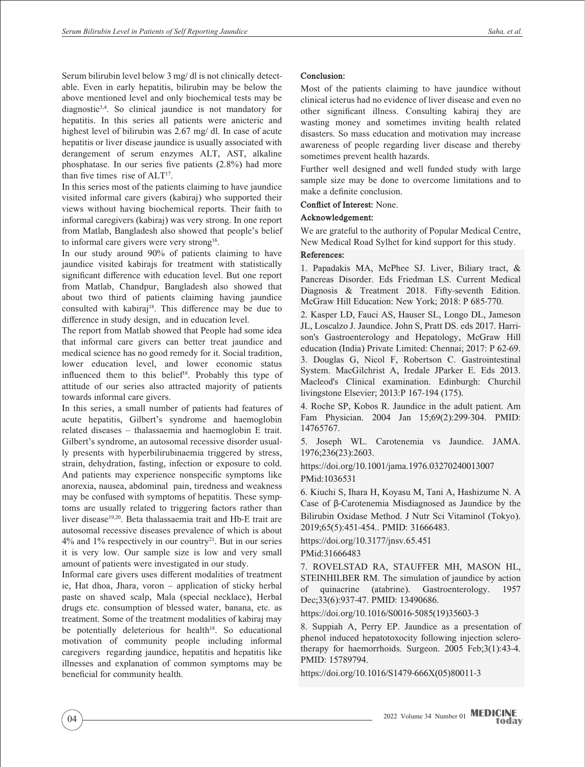Serum bilirubin level below 3 mg/ dl is not clinically detectable. Even in early hepatitis, bilirubin may be below the above mentioned level and only biochemical tests may be diagnostic[3,4]. So clinical jaundice is not mandatory for hepatitis. In this series all patients were anicteric and highest level of bilirubin was 2.67 mg/ dl. In case of acute hepatitis or liver disease jaundice is usually associated with derangement of serum enzymes ALT, AST, alkaline phosphatase. In our series five patients (2.8%) had more than five times rise of ALT[17].

In this series most of the patients claiming to have jaundice visited informal care givers (kabiraj) who supported their views without having biochemical reports. Their faith to informal caregivers (kabiraj) was very strong. In one report from Matlab, Bangladesh also showed that people's belief to informal care givers were very strong[16].

In our study around 90% of patients claiming to have jaundice visited kabirajs for treatment with statistically significant difference with education level. But one report from Matlab, Chandpur, Bangladesh also showed that about two third of patients claiming having jaundice consulted with kabiraj[18]. This difference may be due to difference in study design, and in education level.

The report from Matlab showed that People had some idea that informal care givers can better treat jaundice and medical science has no good remedy for it. Social tradition, lower education level, and lower economic status influenced them to this belief[18]. Probably this type of attitude of our series also attracted majority of patients towards informal care givers.

In this series, a small number of patients had features of acute hepatitis, Gilbert's syndrome and haemoglobin related diseases – thalassaemia and haemoglobin E trait. Gilbert's syndrome, an autosomal recessive disorder usually presents with hyperbilirubinaemia triggered by stress, strain, dehydration, fasting, infection or exposure to cold. And patients may experience nonspecific symptoms like anorexia, nausea, abdominal pain, tiredness and weakness may be confused with symptoms of hepatitis. These symptoms are usually related to triggering factors rather than liver disease[19,20]. Beta thalassaemia trait and Hb-E trait are autosomal recessive diseases prevalence of which is about 4% and 1% respectively in our country[21]. But in our series it is very low. Our sample size is low and very small amount of patients were investigated in our study.

Informal care givers uses different modalities of treatment ie, Hat dhoa, Jhara, voron – application of sticky herbal paste on shaved scalp, Mala (special necklace), Herbal drugs etc. consumption of blessed water, banana, etc. as treatment. Some of the treatment modalities of kabiraj may be potentially deleterious for health[18]. So educational motivation of community people including informal caregivers regarding jaundice, hepatitis and hepatitis like illnesses and explanation of common symptoms may be beneficial for community health.

## Conclusion:

Most of the patients claiming to have jaundice without clinical icterus had no evidence of liver disease and even no other significant illness. Consulting kabiraj they are wasting money and sometimes inviting health related disasters. So mass education and motivation may increase awareness of people regarding liver disease and thereby sometimes prevent health hazards.

Further well designed and well funded study with large sample size may be done to overcome limitations and to make a definite conclusion.

**Conflict of Interest:** None.

## Acknowledgement:

We are grateful to the authority of Popular Medical Centre, New Medical Road Sylhet for kind support for this study.

## References:

1. Papadakis MA, McPhee SJ. Liver, Biliary tract, & Pancreas Disorder. Eds Friedman LS. Current Medical Diagnosis & Treatment 2018. Fifty-seventh Edition. McGraw Hill Education: New York; 2018: P 685-770.

2. Kasper LD, Fauci AS, Hauser SL, Longo DL, Jameson JL, Loscalzo J. Jaundice. John S, Pratt DS. eds 2017. Harrison's Gastroenterology and Hepatology, McGraw Hill education (India) Private Limited: Chennai; 2017: P 62-69.

3. Douglas G, Nicol F, Robertson C. Gastrointestinal System. MacGilchrist A, Iredale JParker E. Eds 2013. Macleod's Clinical examination. Edinburgh: Churchil livingstone Elsevier; 2013:P 167-194 (175).

4. Roche SP, Kobos R. Jaundice in the adult patient. Am Fam Physician. 2004 Jan 15;69(2):299-304. PMID: 14765767.

5. Joseph WL. Carotenemia vs Jaundice. JAMA. 1976;236(23):2603.

https://doi.org/10.1001/jama.1976.03270240013007
PMid:1036531

6. Kiuchi S, Ihara H, Koyasu M, Tani A, Hashizume N. A Case of β-Carotenemia Misdiagnosed as Jaundice by the Bilirubin Oxidase Method. J Nutr Sci Vitaminol (Tokyo). 2019;65(5):451-454.. PMID: 31666483.

https://doi.org/10.3177/jnsv.65.451
PMid:31666483

7. ROVELSTAD RA, STAUFFER MH, MASON HL, STEINHILBER RM. The simulation of jaundice by action of quinacrine (atabrine). Gastroenterology. 1957 Dec;33(6):937-47. PMID: 13490686.

https://doi.org/10.1016/S0016-5085(19)35603-3

8. Suppiah A, Perry EP. Jaundice as a presentation of phenol induced hepatotoxocity following injection sclerotherapy for haemorrhoids. Surgeon. 2005 Feb;3(1):43-4. PMID: 15789794.

https://doi.org/10.1016/S1479-666X(05)80011-3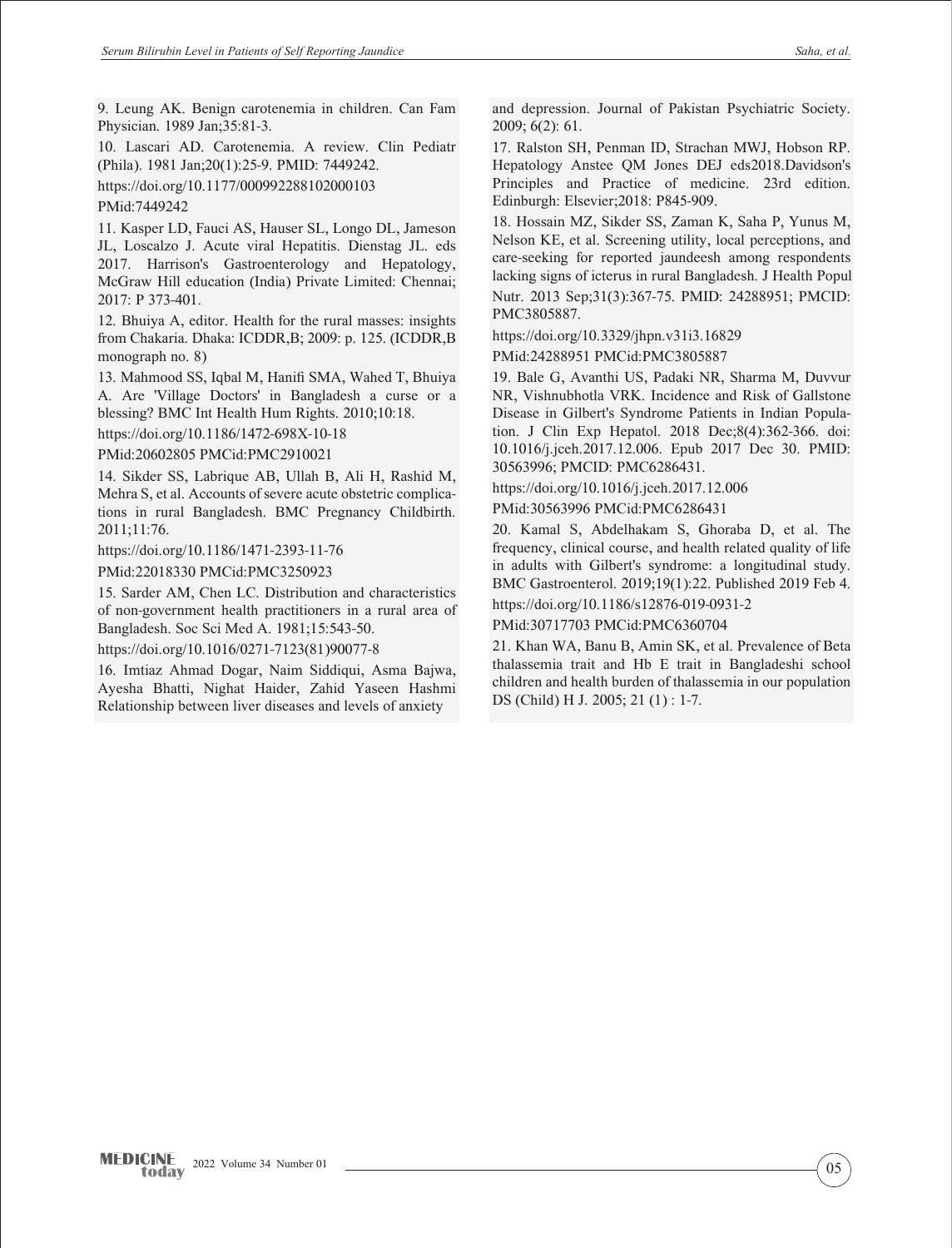9. Leung AK. Benign carotenemia in children. Can Fam Physician. 1989 Jan;35:81-3.

10. Lascari AD. Carotenemia. A review. Clin Pediatr (Phila). 1981 Jan;20(1):25-9. PMID: 7449242.

https://doi.org/10.1177/000992288102000103

PMid:7449242

11. Kasper LD, Fauci AS, Hauser SL, Longo DL, Jameson JL, Loscalzo J. Acute viral Hepatitis. Dienstag JL. eds 2017. Harrison's Gastroenterology and Hepatology, McGraw Hill education (India) Private Limited: Chennai; 2017: P 373-401.

12. Bhuiya A, editor. Health for the rural masses: insights from Chakaria. Dhaka: ICDDR,B; 2009: p. 125. (ICDDR,B monograph no. 8)

13. Mahmood SS, Iqbal M, Hanifi SMA, Wahed T, Bhuiya A. Are 'Village Doctors' in Bangladesh a curse or a blessing? BMC Int Health Hum Rights. 2010;10:18.

https://doi.org/10.1186/1472-698X-10-18

PMid:20602805 PMCid:PMC2910021

14. Sikder SS, Labrique AB, Ullah B, Ali H, Rashid M, Mehra S, et al. Accounts of severe acute obstetric complications in rural Bangladesh. BMC Pregnancy Childbirth. 2011;11:76.

https://doi.org/10.1186/1471-2393-11-76

PMid:22018330 PMCid:PMC3250923

15. Sarder AM, Chen LC. Distribution and characteristics of non-government health practitioners in a rural area of Bangladesh. Soc Sci Med A. 1981;15:543-50.

https://doi.org/10.1016/0271-7123(81)90077-8

16. Imtiaz Ahmad Dogar, Naim Siddiqui, Asma Bajwa, Ayesha Bhatti, Nighat Haider, Zahid Yaseen Hashmi Relationship between liver diseases and levels of anxiety and depression. Journal of Pakistan Psychiatric Society. 2009; 6(2): 61.

17. Ralston SH, Penman ID, Strachan MWJ, Hobson RP. Hepatology Anstee QM Jones DEJ eds2018.Davidson's Principles and Practice of medicine. 23rd edition. Edinburgh: Elsevier;2018: P845-909.

18. Hossain MZ, Sikder SS, Zaman K, Saha P, Yunus M, Nelson KE, et al. Screening utility, local perceptions, and care-seeking for reported jaundeesh among respondents lacking signs of icterus in rural Bangladesh. J Health Popul Nutr. 2013 Sep;31(3):367-75. PMID: 24288951; PMCID: PMC3805887.

https://doi.org/10.3329/jhpn.v31i3.16829

PMid:24288951 PMCid:PMC3805887

19. Bale G, Avanthi US, Padaki NR, Sharma M, Duvvur NR, Vishnubhotla VRK. Incidence and Risk of Gallstone Disease in Gilbert's Syndrome Patients in Indian Population. J Clin Exp Hepatol. 2018 Dec;8(4):362-366. doi: 10.1016/j.jceh.2017.12.006. Epub 2017 Dec 30. PMID: 30563996; PMCID: PMC6286431.

https://doi.org/10.1016/j.jceh.2017.12.006

PMid:30563996 PMCid:PMC6286431

20. Kamal S, Abdelhakam S, Ghoraba D, et al. The frequency, clinical course, and health related quality of life in adults with Gilbert's syndrome: a longitudinal study. BMC Gastroenterol. 2019;19(1):22. Published 2019 Feb 4.

https://doi.org/10.1186/s12876-019-0931-2

PMid:30717703 PMCid:PMC6360704

21. Khan WA, Banu B, Amin SK, et al. Prevalence of Beta thalassemia trait and Hb E trait in Bangladeshi school children and health burden of thalassemia in our population DS (Child) H J. 2005; 21 (1) : 1-7.